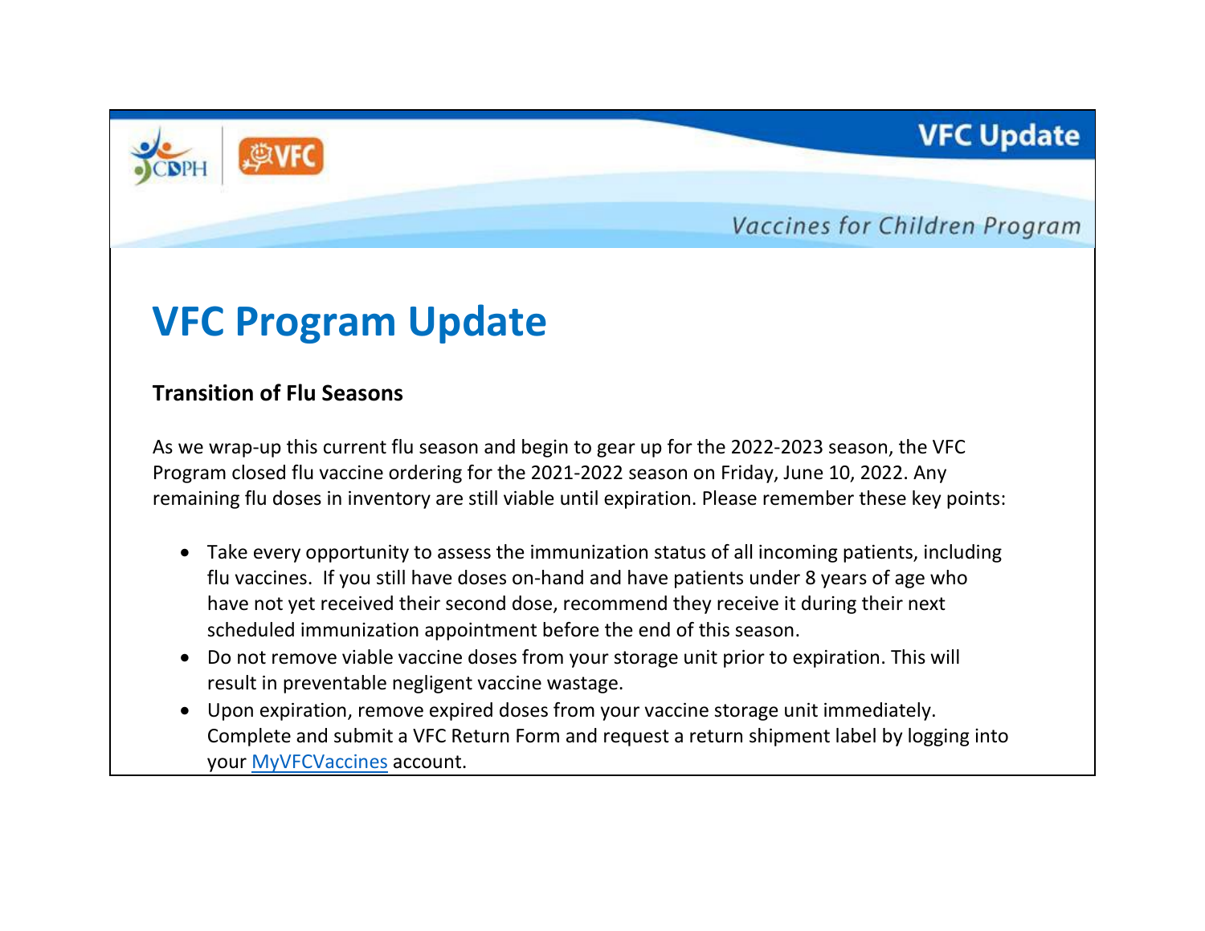# VFC Program Update

### Transition of Flu Seasons

As we wrap-up this current flu season and begin to gear up for the 2022-2023 season, the VFC Program closed flu vaccine ordering for the 2021-2022 season on Friday, June 10, 2022. Any remaining flu doses in inventory are still viable until expiration. Please remember these key points:

- Take every opportunity to assess the immunization status of all incoming patients, including flu vaccines. If you still have doses on-hand and have patients under 8 years of age who have not yet received their second dose, recommend they receive it during their next scheduled immunization appointment before the end of this season.
- Do not remove viable vaccine doses from your storage unit prior to expiration. This will result in preventable negligent vaccine wastage.
- Upon expiration, remove expired doses from your vaccine storage unit immediately. Complete and submit a VFC Return Form and request a return shipment label by logging into your MyVFCVaccines account.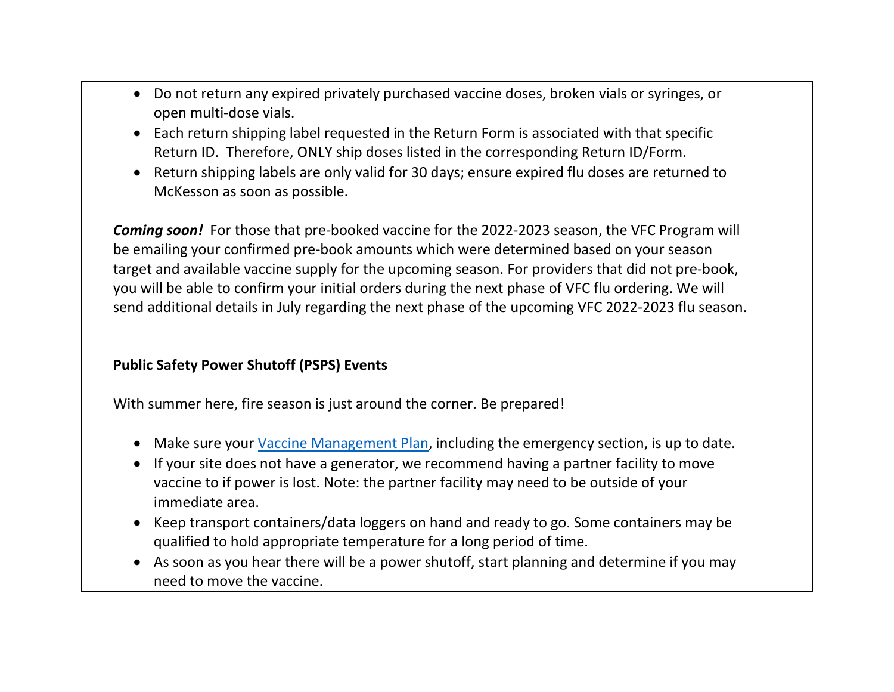- Do not return any expired privately purchased vaccine doses, broken vials or syringes, or open multi-dose vials.
- Each return shipping label requested in the Return Form is associated with that specific Return ID. Therefore, ONLY ship doses listed in the corresponding Return ID/Form.
- Return shipping labels are only valid for 30 days; ensure expired flu doses are returned to McKesson as soon as possible.

***Coming soon!*** For those that pre-booked vaccine for the 2022-2023 season, the VFC Program will be emailing your confirmed pre-book amounts which were determined based on your season target and available vaccine supply for the upcoming season. For providers that did not pre-book, you will be able to confirm your initial orders during the next phase of VFC flu ordering. We will send additional details in July regarding the next phase of the upcoming VFC 2022-2023 flu season.

**Public Safety Power Shutoff (PSPS) Events**

With summer here, fire season is just around the corner. Be prepared!

- Make sure your Vaccine Management Plan, including the emergency section, is up to date.
- If your site does not have a generator, we recommend having a partner facility to move vaccine to if power is lost. Note: the partner facility may need to be outside of your immediate area.
- Keep transport containers/data loggers on hand and ready to go. Some containers may be qualified to hold appropriate temperature for a long period of time.
- As soon as you hear there will be a power shutoff, start planning and determine if you may need to move the vaccine.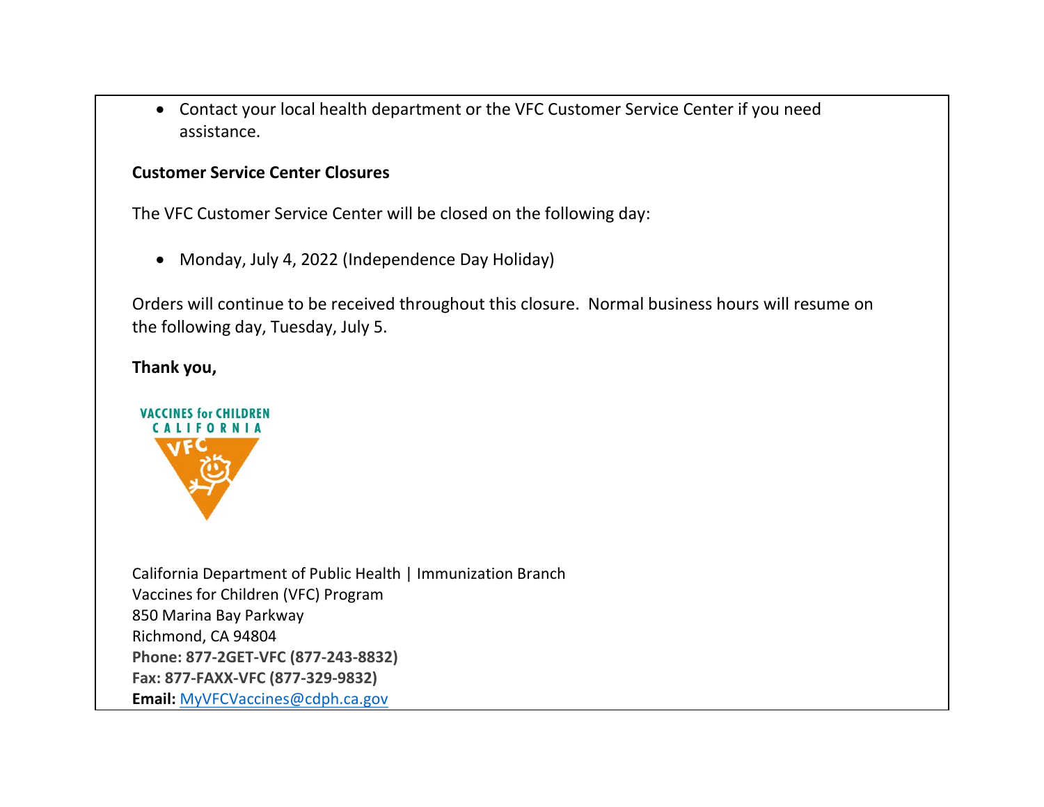- Contact your local health department or the VFC Customer Service Center if you need assistance.

**Customer Service Center Closures**

The VFC Customer Service Center will be closed on the following day:

- Monday, July 4, 2022 (Independence Day Holiday)

Orders will continue to be received throughout this closure. Normal business hours will resume on the following day, Tuesday, July 5.

**Thank you,**

California Department of Public Health | Immunization Branch
Vaccines for Children (VFC) Program
850 Marina Bay Parkway
Richmond, CA 94804
**Phone: 877-2GET-VFC (877-243-8832)**
**Fax: 877-FAXX-VFC (877-329-9832)**
**Email:** MyVFCVaccines@cdph.ca.gov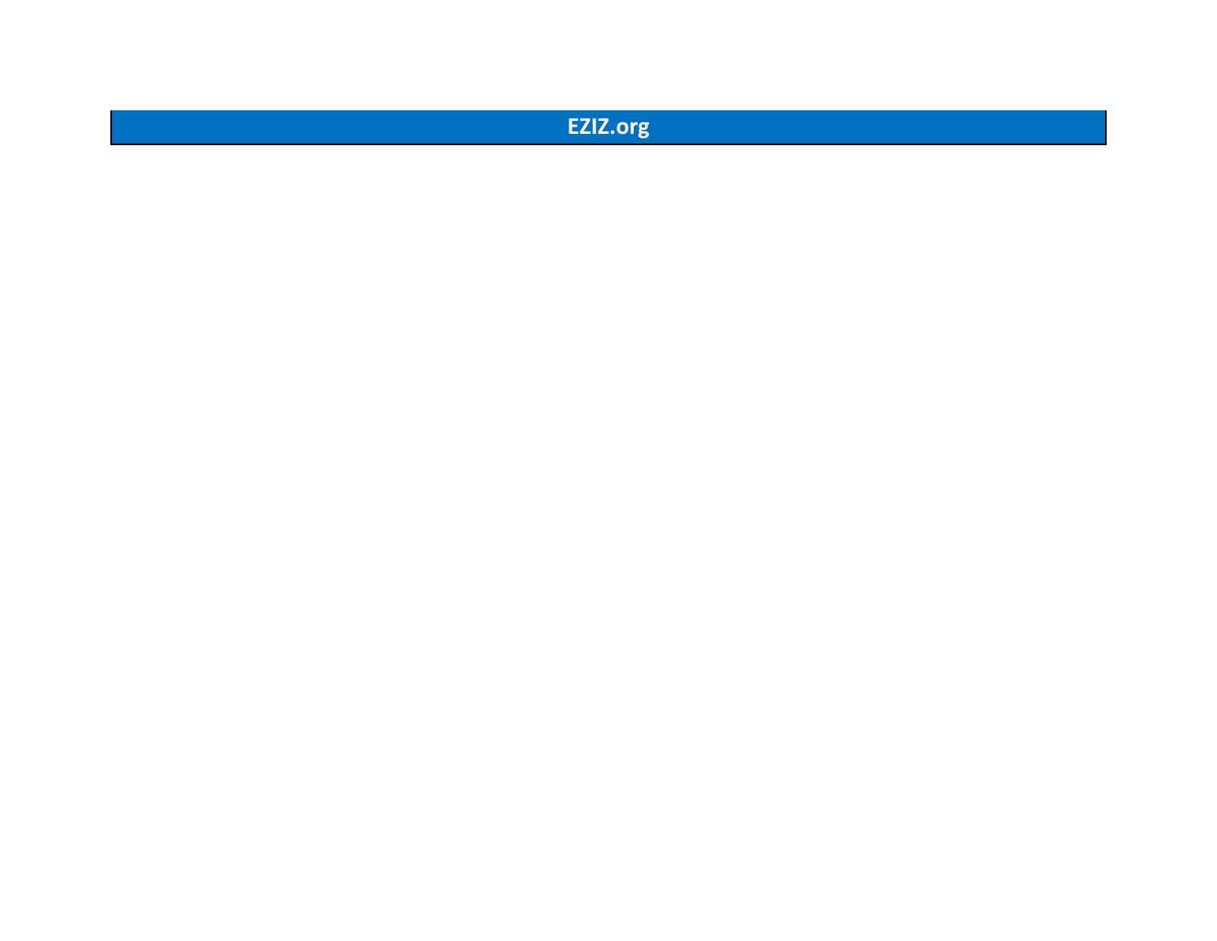EZIZ.org